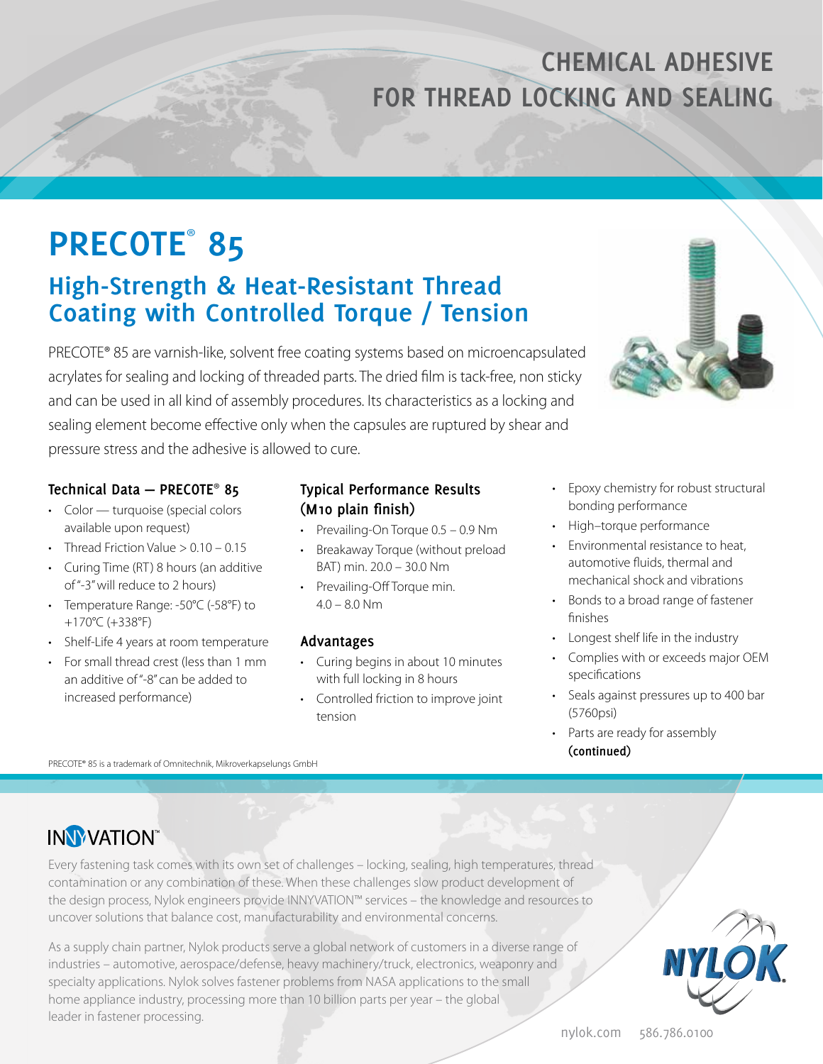# CHEMICAL ADHESIVE FOR THREAD LOCKING AND SEALING

# PRECOTE® 85

## High-Strength & Heat-Resistant Thread Coating with Controlled Torque / Tension

PRECOTE® 85 are varnish-like, solvent free coating systems based on microencapsulated acrylates for sealing and locking of threaded parts. The dried film is tack-free, non sticky and can be used in all kind of assembly procedures. Its characteristics as a locking and sealing element become effective only when the capsules are ruptured by shear and pressure stress and the adhesive is allowed to cure.

### Technical Data — PRECOTE® 85

- Color — turquoise (special colors available upon request)
- Thread Friction Value > 0.10 – 0.15
- Curing Time (RT) 8 hours (an additive of "-3" will reduce to 2 hours)
- Temperature Range: -50°C (-58°F) to +170°C (+338°F)
- Shelf-Life 4 years at room temperature
- For small thread crest (less than 1 mm an additive of "-8" can be added to increased performance)

### Typical Performance Results (M10 plain finish)

- Prevailing-On Torque 0.5 – 0.9 Nm
- Breakaway Torque (without preload BAT) min. 20.0 – 30.0 Nm
- Prevailing-Off Torque min. 4.0 – 8.0 Nm

### Advantages

- Curing begins in about 10 minutes with full locking in 8 hours
- Controlled friction to improve joint tension
- Epoxy chemistry for robust structural bonding performance
- High–torque performance
- Environmental resistance to heat, automotive fluids, thermal and mechanical shock and vibrations
- Bonds to a broad range of fastener finishes
- Longest shelf life in the industry
- Complies with or exceeds major OEM specifications
- Seals against pressures up to 400 bar (5760psi)
- Parts are ready for assembly

**(continued)**

PRECOTE® 85 is a trademark of Omnitechnik, Mikroverkapselungs GmbH

## INNYVATION™

Every fastening task comes with its own set of challenges – locking, sealing, high temperatures, thread contamination or any combination of these. When these challenges slow product development of the design process, Nylok engineers provide INNYVATION™ services – the knowledge and resources to uncover solutions that balance cost, manufacturability and environmental concerns.

As a supply chain partner, Nylok products serve a global network of customers in a diverse range of industries – automotive, aerospace/defense, heavy machinery/truck, electronics, weaponry and specialty applications. Nylok solves fastener problems from NASA applications to the small home appliance industry, processing more than 10 billion parts per year – the global leader in fastener processing.

NYLOK

nylok.com 586.786.0100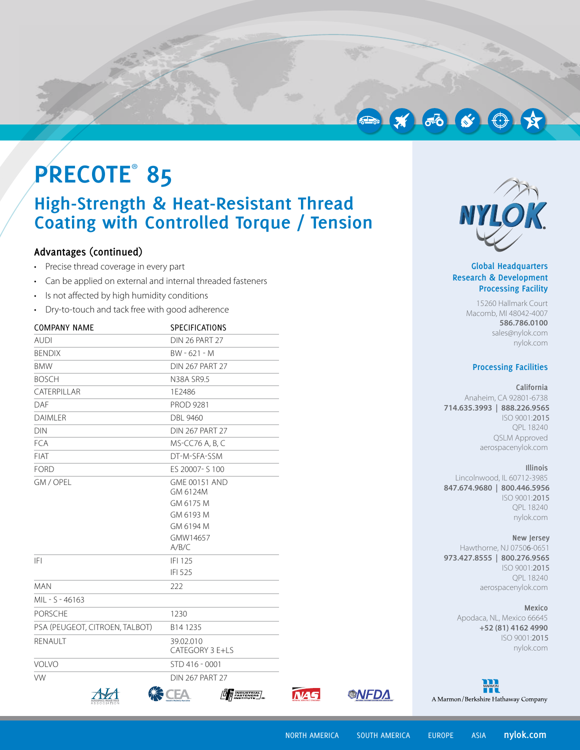# PRECOTE® 85

## High-Strength & Heat-Resistant Thread Coating with Controlled Torque / Tension

### Advantages (continued)

- Precise thread coverage in every part
- Can be applied on external and internal threaded fasteners
- Is not affected by high humidity conditions
- Dry-to-touch and tack free with good adherence

| COMPANY NAME | SPECIFICATIONS |
|---|---|
| AUDI | DIN 26 PART 27 |
| BENDIX | BW - 621 - M |
| BMW | DIN 267 PART 27 |
| BOSCH | N38A SR9.5 |
| CATERPILLAR | 1E2486 |
| DAF | PROD 9281 |
| DAIMLER | DBL 9460 |
| DIN | DIN 267 PART 27 |
| FCA | MS-CC76 A, B, C |
| FIAT | DT-M-SFA-SSM |
| FORD | ES 20007- S 100 |
| GM / OPEL | GME 00151 AND GM 6124M<br>GM 6175 M<br>GM 6193 M<br>GM 6194 M<br>GMW14657 A/B/C |
| IFI | IFI 125<br>IFI 525 |
| MAN | 222 |
| MIL - S - 46163 | |
| PORSCHE | 1230 |
| PSA (PEUGEOT, CITROEN, TALBOT) | B14 1235 |
| RENAULT | 39.02.010 CATEGORY 3 E+LS |
| VOLVO | STD 416 - 0001 |
| VW | DIN 267 PART 27 |

NYLOK

**Global Headquarters**
**Research & Development**
**Processing Facility**

15260 Hallmark Court
Macomb, MI 48042-4007
**586.786.0100**
sales@nylok.com
nylok.com

**Processing Facilities**

**California**
Anaheim, CA 92801-6738
**714.635.3993 | 888.226.9565**
ISO 9001:**2015**
QPL 18240
QSLM Approved
aerospacenylok.com

**Illinois**
Lincolnwood, IL 60712-3985
**847.674.9680 | 800.446.5956**
ISO 9001:**2015**
QPL 18240
nylok.com

**New Jersey**
Hawthorne, NJ 07506-0651
**973.427.8555 | 800.276.9565**
ISO 9001:**2015**
QPL 18240
aerospacenylok.com

**Mexico**
Apodaca, NL, Mexico 66645
**+52 (81) 4162 4990**
ISO 9001:**2015**
nylok.com

A Marmon/Berkshire Hathaway Company

NORTH AMERICA SOUTH AMERICA EUROPE ASIA **nylok.com**